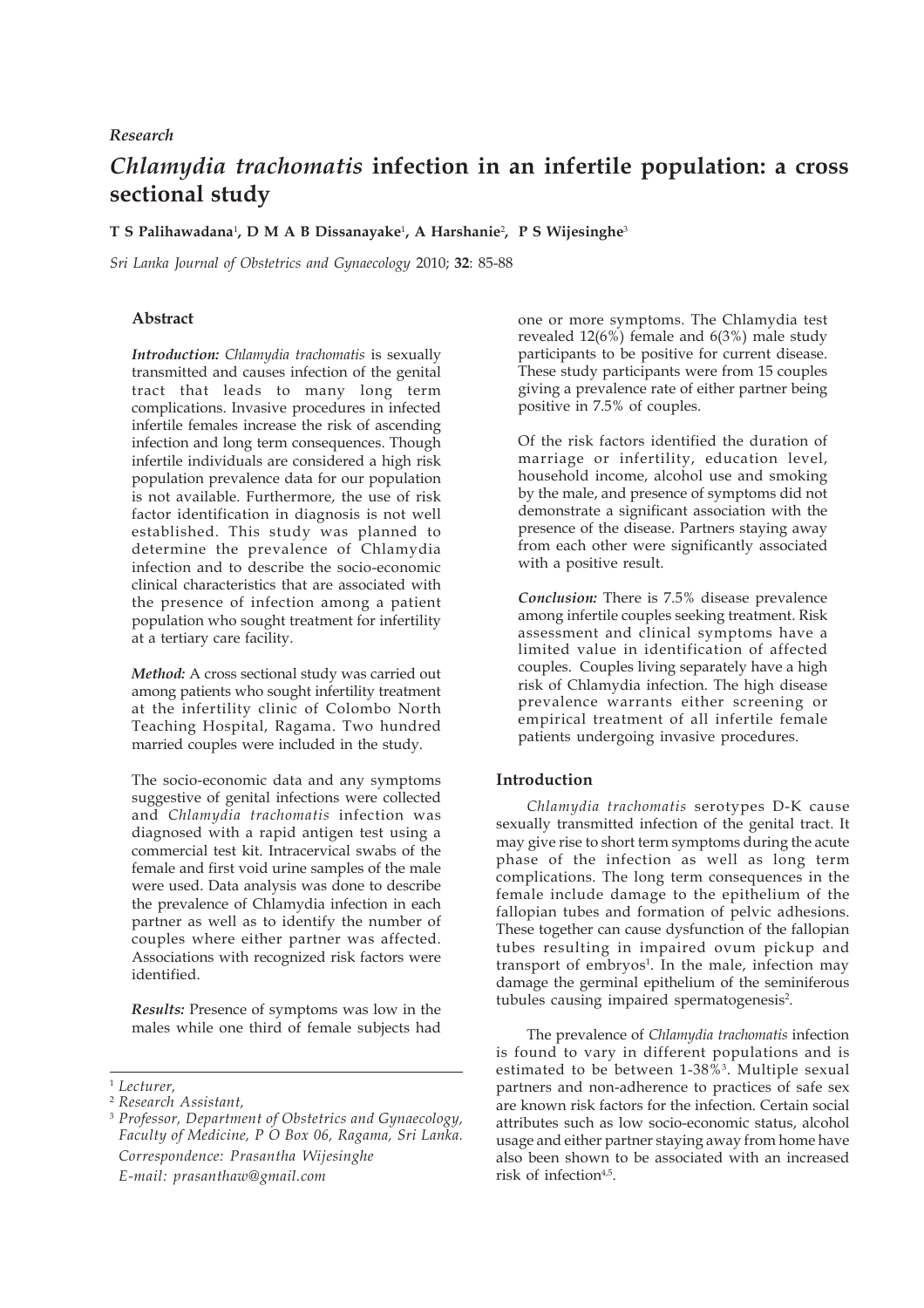*Research*

# *Chlamydia trachomatis* infection in an infertile population: a cross sectional study

**T S Palihawadana[1], D M A B Dissanayake[1], A Harshanie[2], P S Wijesinghe[3]**

*Sri Lanka Journal of Obstetrics and Gynaecology* 2010; **32**: 85-88

## Abstract

***Introduction:*** *Chlamydia trachomatis* is sexually transmitted and causes infection of the genital tract that leads to many long term complications. Invasive procedures in infected infertile females increase the risk of ascending infection and long term consequences. Though infertile individuals are considered a high risk population prevalence data for our population is not available. Furthermore, the use of risk factor identification in diagnosis is not well established. This study was planned to determine the prevalence of Chlamydia infection and to describe the socio-economic clinical characteristics that are associated with the presence of infection among a patient population who sought treatment for infertility at a tertiary care facility.

***Method:*** A cross sectional study was carried out among patients who sought infertility treatment at the infertility clinic of Colombo North Teaching Hospital, Ragama. Two hundred married couples were included in the study.

The socio-economic data and any symptoms suggestive of genital infections were collected and *Chlamydia trachomatis* infection was diagnosed with a rapid antigen test using a commercial test kit. Intracervical swabs of the female and first void urine samples of the male were used. Data analysis was done to describe the prevalence of Chlamydia infection in each partner as well as to identify the number of couples where either partner was affected. Associations with recognized risk factors were identified.

***Results:*** Presence of symptoms was low in the males while one third of female subjects had one or more symptoms. The Chlamydia test revealed 12(6%) female and 6(3%) male study participants to be positive for current disease. These study participants were from 15 couples giving a prevalence rate of either partner being positive in 7.5% of couples.

Of the risk factors identified the duration of marriage or infertility, education level, household income, alcohol use and smoking by the male, and presence of symptoms did not demonstrate a significant association with the presence of the disease. Partners staying away from each other were significantly associated with a positive result.

***Conclusion:*** There is 7.5% disease prevalence among infertile couples seeking treatment. Risk assessment and clinical symptoms have a limited value in identification of affected couples. Couples living separately have a high risk of Chlamydia infection. The high disease prevalence warrants either screening or empirical treatment of all infertile female patients undergoing invasive procedures.

## Introduction

*Chlamydia trachomatis* serotypes D-K cause sexually transmitted infection of the genital tract. It may give rise to short term symptoms during the acute phase of the infection as well as long term complications. The long term consequences in the female include damage to the epithelium of the fallopian tubes and formation of pelvic adhesions. These together can cause dysfunction of the fallopian tubes resulting in impaired ovum pickup and transport of embryos[1]. In the male, infection may damage the germinal epithelium of the seminiferous tubules causing impaired spermatogenesis[2].

The prevalence of *Chlamydia trachomatis* infection is found to vary in different populations and is estimated to be between 1-38%[3]. Multiple sexual partners and non-adherence to practices of safe sex are known risk factors for the infection. Certain social attributes such as low socio-economic status, alcohol usage and either partner staying away from home have also been shown to be associated with an increased risk of infection[4,5].

---

[1] *Lecturer,*

[2] *Research Assistant,*

[3] *Professor, Department of Obstetrics and Gynaecology, Faculty of Medicine, P O Box 06, Ragama, Sri Lanka.*

*Correspondence: Prasantha Wijesinghe*

*E-mail: prasanthaw@gmail.com*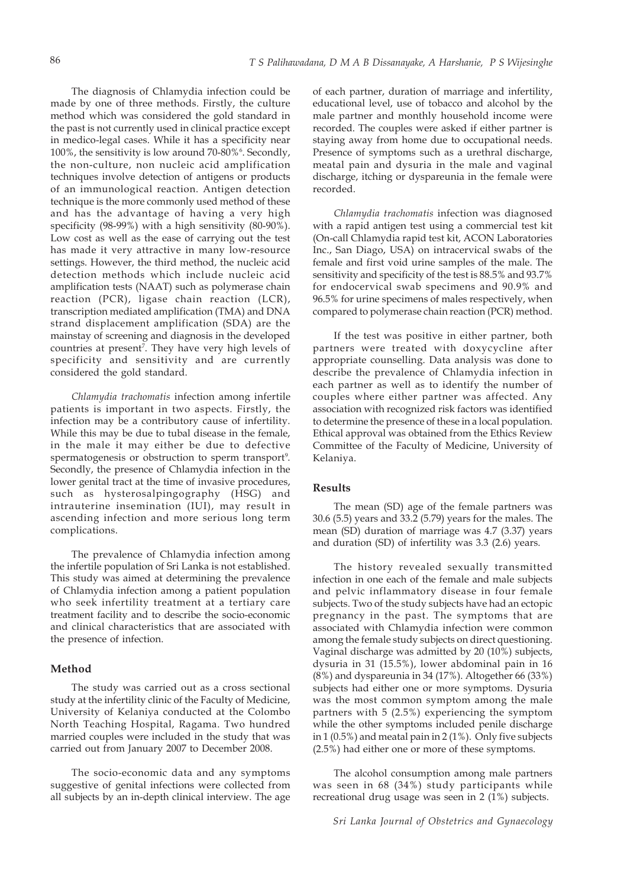The diagnosis of Chlamydia infection could be made by one of three methods. Firstly, the culture method which was considered the gold standard in the past is not currently used in clinical practice except in medico-legal cases. While it has a specificity near 100%, the sensitivity is low around 70-80%[6]. Secondly, the non-culture, non nucleic acid amplification techniques involve detection of antigens or products of an immunological reaction. Antigen detection technique is the more commonly used method of these and has the advantage of having a very high specificity (98-99%) with a high sensitivity (80-90%). Low cost as well as the ease of carrying out the test has made it very attractive in many low-resource settings. However, the third method, the nucleic acid detection methods which include nucleic acid amplification tests (NAAT) such as polymerase chain reaction (PCR), ligase chain reaction (LCR), transcription mediated amplification (TMA) and DNA strand displacement amplification (SDA) are the mainstay of screening and diagnosis in the developed countries at present[7]. They have very high levels of specificity and sensitivity and are currently considered the gold standard.

*Chlamydia trachomatis* infection among infertile patients is important in two aspects. Firstly, the infection may be a contributory cause of infertility. While this may be due to tubal disease in the female, in the male it may either be due to defective spermatogenesis or obstruction to sperm transport[9]. Secondly, the presence of Chlamydia infection in the lower genital tract at the time of invasive procedures, such as hysterosalpingography (HSG) and intrauterine insemination (IUI), may result in ascending infection and more serious long term complications.

The prevalence of Chlamydia infection among the infertile population of Sri Lanka is not established. This study was aimed at determining the prevalence of Chlamydia infection among a patient population who seek infertility treatment at a tertiary care treatment facility and to describe the socio-economic and clinical characteristics that are associated with the presence of infection.

## Method

The study was carried out as a cross sectional study at the infertility clinic of the Faculty of Medicine, University of Kelaniya conducted at the Colombo North Teaching Hospital, Ragama. Two hundred married couples were included in the study that was carried out from January 2007 to December 2008.

The socio-economic data and any symptoms suggestive of genital infections were collected from all subjects by an in-depth clinical interview. The age of each partner, duration of marriage and infertility, educational level, use of tobacco and alcohol by the male partner and monthly household income were recorded. The couples were asked if either partner is staying away from home due to occupational needs. Presence of symptoms such as a urethral discharge, meatal pain and dysuria in the male and vaginal discharge, itching or dyspareunia in the female were recorded.

*Chlamydia trachomatis* infection was diagnosed with a rapid antigen test using a commercial test kit (On-call Chlamydia rapid test kit, ACON Laboratories Inc., San Diago, USA) on intracervical swabs of the female and first void urine samples of the male. The sensitivity and specificity of the test is 88.5% and 93.7% for endocervical swab specimens and 90.9% and 96.5% for urine specimens of males respectively, when compared to polymerase chain reaction (PCR) method.

If the test was positive in either partner, both partners were treated with doxycycline after appropriate counselling. Data analysis was done to describe the prevalence of Chlamydia infection in each partner as well as to identify the number of couples where either partner was affected. Any association with recognized risk factors was identified to determine the presence of these in a local population. Ethical approval was obtained from the Ethics Review Committee of the Faculty of Medicine, University of Kelaniya.

## Results

The mean (SD) age of the female partners was 30.6 (5.5) years and 33.2 (5.79) years for the males. The mean (SD) duration of marriage was 4.7 (3.37) years and duration (SD) of infertility was 3.3 (2.6) years.

The history revealed sexually transmitted infection in one each of the female and male subjects and pelvic inflammatory disease in four female subjects. Two of the study subjects have had an ectopic pregnancy in the past. The symptoms that are associated with Chlamydia infection were common among the female study subjects on direct questioning. Vaginal discharge was admitted by 20 (10%) subjects, dysuria in 31 (15.5%), lower abdominal pain in 16 (8%) and dyspareunia in 34 (17%). Altogether 66 (33%) subjects had either one or more symptoms. Dysuria was the most common symptom among the male partners with 5 (2.5%) experiencing the symptom while the other symptoms included penile discharge in 1 (0.5%) and meatal pain in 2 (1%). Only five subjects (2.5%) had either one or more of these symptoms.

The alcohol consumption among male partners was seen in 68 (34%) study participants while recreational drug usage was seen in 2 (1%) subjects.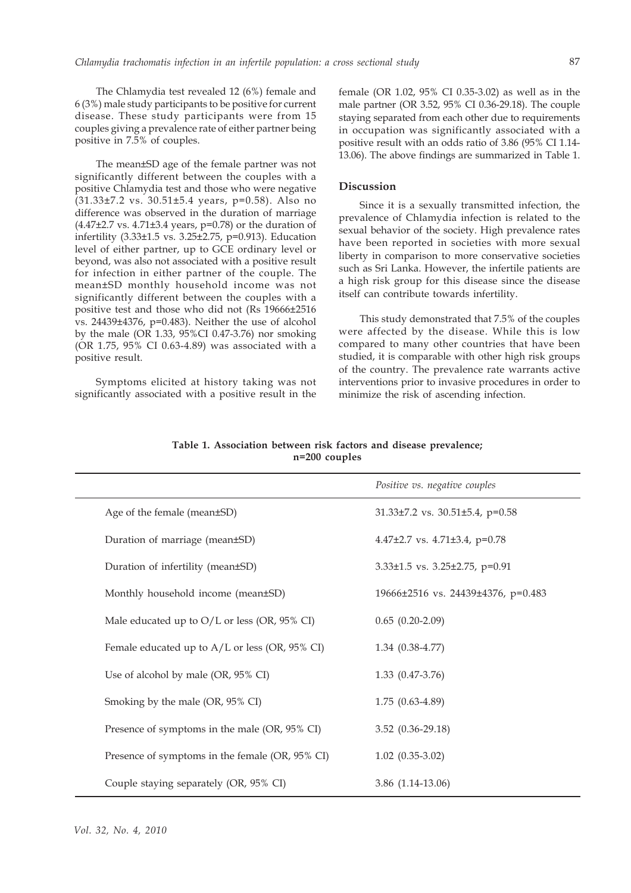The Chlamydia test revealed 12 (6%) female and 6 (3%) male study participants to be positive for current disease. These study participants were from 15 couples giving a prevalence rate of either partner being positive in 7.5% of couples.

The mean±SD age of the female partner was not significantly different between the couples with a positive Chlamydia test and those who were negative (31.33±7.2 vs. 30.51±5.4 years, p=0.58). Also no difference was observed in the duration of marriage (4.47±2.7 vs. 4.71±3.4 years, p=0.78) or the duration of infertility (3.33±1.5 vs. 3.25±2.75, p=0.913). Education level of either partner, up to GCE ordinary level or beyond, was also not associated with a positive result for infection in either partner of the couple. The mean±SD monthly household income was not significantly different between the couples with a positive test and those who did not (Rs 19666±2516 vs. 24439±4376, p=0.483). Neither the use of alcohol by the male (OR 1.33, 95%CI 0.47-3.76) nor smoking (OR 1.75, 95% CI 0.63-4.89) was associated with a positive result.

Symptoms elicited at history taking was not significantly associated with a positive result in the female (OR 1.02, 95% CI 0.35-3.02) as well as in the male partner (OR 3.52, 95% CI 0.36-29.18). The couple staying separated from each other due to requirements in occupation was significantly associated with a positive result with an odds ratio of 3.86 (95% CI 1.14-13.06). The above findings are summarized in Table 1.

## Discussion

Since it is a sexually transmitted infection, the prevalence of Chlamydia infection is related to the sexual behavior of the society. High prevalence rates have been reported in societies with more sexual liberty in comparison to more conservative societies such as Sri Lanka. However, the infertile patients are a high risk group for this disease since the disease itself can contribute towards infertility.

This study demonstrated that 7.5% of the couples were affected by the disease. While this is low compared to many other countries that have been studied, it is comparable with other high risk groups of the country. The prevalence rate warrants active interventions prior to invasive procedures in order to minimize the risk of ascending infection.

**Table 1. Association between risk factors and disease prevalence; n=200 couples**

| | *Positive vs. negative couples* |
|---|---|
| Age of the female (mean±SD) | 31.33±7.2 vs. 30.51±5.4, p=0.58 |
| Duration of marriage (mean±SD) | 4.47±2.7 vs. 4.71±3.4, p=0.78 |
| Duration of infertility (mean±SD) | 3.33±1.5 vs. 3.25±2.75, p=0.91 |
| Monthly household income (mean±SD) | 19666±2516 vs. 24439±4376, p=0.483 |
| Male educated up to O/L or less (OR, 95% CI) | 0.65 (0.20-2.09) |
| Female educated up to A/L or less (OR, 95% CI) | 1.34 (0.38-4.77) |
| Use of alcohol by male (OR, 95% CI) | 1.33 (0.47-3.76) |
| Smoking by the male (OR, 95% CI) | 1.75 (0.63-4.89) |
| Presence of symptoms in the male (OR, 95% CI) | 3.52 (0.36-29.18) |
| Presence of symptoms in the female (OR, 95% CI) | 1.02 (0.35-3.02) |
| Couple staying separately (OR, 95% CI) | 3.86 (1.14-13.06) |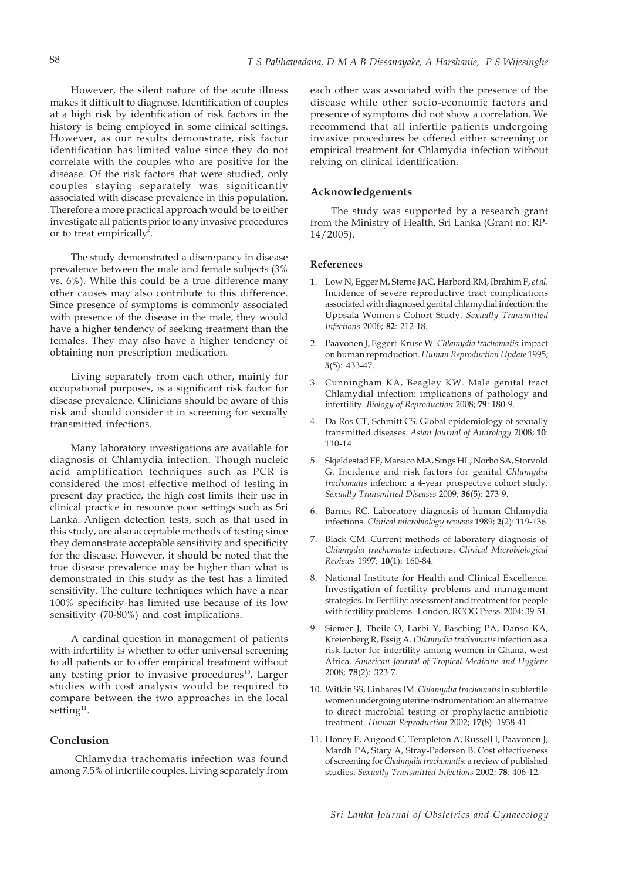However, the silent nature of the acute illness makes it difficult to diagnose. Identification of couples at a high risk by identification of risk factors in the history is being employed in some clinical settings. However, as our results demonstrate, risk factor identification has limited value since they do not correlate with the couples who are positive for the disease. Of the risk factors that were studied, only couples staying separately was significantly associated with disease prevalence in this population. Therefore a more practical approach would be to either investigate all patients prior to any invasive procedures or to treat empirically[6].

The study demonstrated a discrepancy in disease prevalence between the male and female subjects (3% vs. 6%). While this could be a true difference many other causes may also contribute to this difference. Since presence of symptoms is commonly associated with presence of the disease in the male, they would have a higher tendency of seeking treatment than the females. They may also have a higher tendency of obtaining non prescription medication.

Living separately from each other, mainly for occupational purposes, is a significant risk factor for disease prevalence. Clinicians should be aware of this risk and should consider it in screening for sexually transmitted infections.

Many laboratory investigations are available for diagnosis of Chlamydia infection. Though nucleic acid amplification techniques such as PCR is considered the most effective method of testing in present day practice, the high cost limits their use in clinical practice in resource poor settings such as Sri Lanka. Antigen detection tests, such as that used in this study, are also acceptable methods of testing since they demonstrate acceptable sensitivity and specificity for the disease. However, it should be noted that the true disease prevalence may be higher than what is demonstrated in this study as the test has a limited sensitivity. The culture techniques which have a near 100% specificity has limited use because of its low sensitivity (70-80%) and cost implications.

A cardinal question in management of patients with infertility is whether to offer universal screening to all patients or to offer empirical treatment without any testing prior to invasive procedures[10]. Larger studies with cost analysis would be required to compare between the two approaches in the local setting[11].

## Conclusion

Chlamydia trachomatis infection was found among 7.5% of infertile couples. Living separately from each other was associated with the presence of the disease while other socio-economic factors and presence of symptoms did not show a correlation. We recommend that all infertile patients undergoing invasive procedures be offered either screening or empirical treatment for Chlamydia infection without relying on clinical identification.

## Acknowledgements

The study was supported by a research grant from the Ministry of Health, Sri Lanka (Grant no: RP-14/2005).

### References

1. Low N, Egger M, Sterne JAC, Harbord RM, Ibrahim F, *et al*. Incidence of severe reproductive tract complications associated with diagnosed genital chlamydial infection: the Uppsala Women's Cohort Study. *Sexually Transmitted Infections* 2006; **82**: 212-18.
2. Paavonen J, Eggert-Kruse W. *Chlamydia trachomatis*: impact on human reproduction. *Human Reproduction Update* 1995; **5**(5): 433-47.
3. Cunningham KA, Beagley KW. Male genital tract Chlamydial infection: implications of pathology and infertility. *Biology of Reproduction* 2008; **79**: 180-9.
4. Da Ros CT, Schmitt CS. Global epidemiology of sexually transmitted diseases. *Asian Journal of Andrology* 2008; **10**: 110-14.
5. Skjeldestad FE, Marsico MA, Sings HL, Norbo SA, Storvold G. Incidence and risk factors for genital *Chlamydia trachomatis* infection: a 4-year prospective cohort study. *Sexually Transmitted Diseases* 2009; **36**(5): 273-9.
6. Barnes RC. Laboratory diagnosis of human Chlamydia infections. *Clinical microbiology reviews* 1989; **2**(2): 119-136.
7. Black CM. Current methods of laboratory diagnosis of *Chlamydia trachomatis* infections. *Clinical Microbiological Reviews* 1997; **10**(1): 160-84.
8. National Institute for Health and Clinical Excellence. Investigation of fertility problems and management strategies. In: Fertility: assessment and treatment for people with fertility problems. London, RCOG Press. 2004: 39-51.
9. Siemer J, Theile O, Larbi Y, Fasching PA, Danso KA, Kreienberg R, Essig A. *Chlamydia trachomatis* infection as a risk factor for infertility among women in Ghana, west Africa. *American Journal of Tropical Medicine and Hygiene* 2008; **78**(2): 323-7.
10. Witkin SS, Linhares IM. *Chlamydia trachomatis* in subfertile women undergoing uterine instrumentation: an alternative to direct microbial testing or prophylactic antibiotic treatment. *Human Reproduction* 2002; **17**(8): 1938-41.
11. Honey E, Augood C, Templeton A, Russell I, Paavonen J, Mardh PA, Stary A, Stray-Pedersen B. Cost effectiveness of screening for *Chalmydia trachomatis*: a review of published studies. *Sexually Transmitted Infections* 2002; **78**: 406-12.